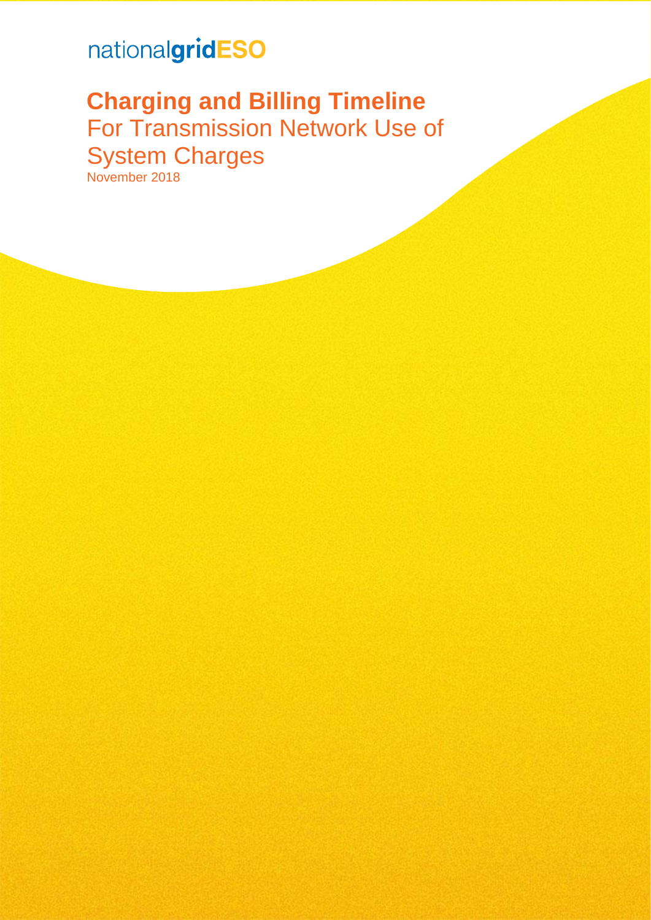nationalgridESO

# Charging and Billing Timeline

For Transmission Network Use of System Charges

November 2018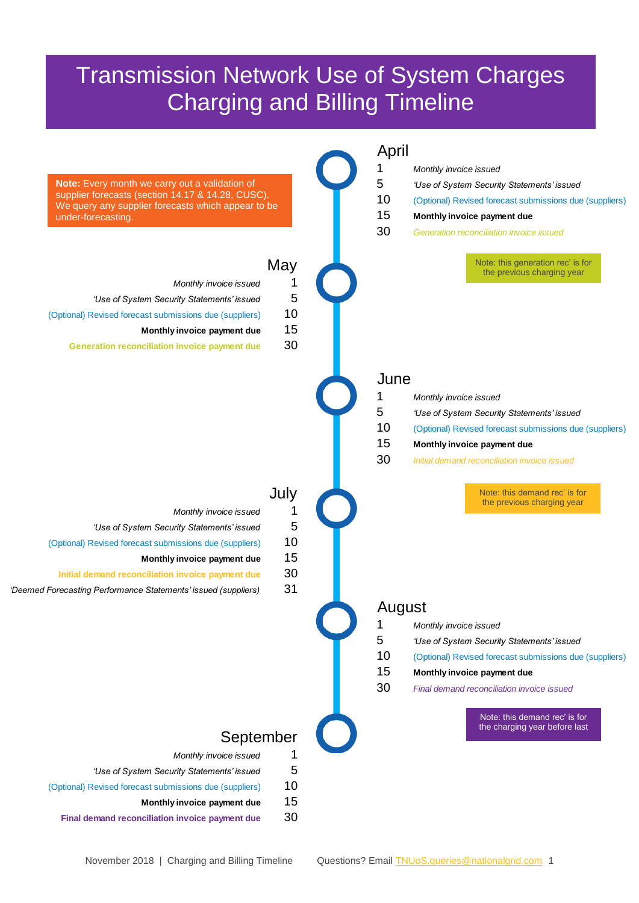# Transmission Network Use of System Charges Charging and Billing Timeline

**Note:** Every month we carry out a validation of supplier forecasts (section 14.17 & 14.28, CUSC). We query any supplier forecasts which appear to be under-forecasting.

## April

- 1 *Monthly invoice issued*
- 5 *'Use of System Security Statements' issued*
- 10 (Optional) Revised forecast submissions due (suppliers)
- 15 **Monthly invoice payment due**
- 30 *Generation reconciliation invoice issued*

Note: this generation rec' is for the previous charging year

## May

- 1 *Monthly invoice issued*
- 5 *'Use of System Security Statements' issued*
- 10 (Optional) Revised forecast submissions due (suppliers)
- 15 **Monthly invoice payment due**
- 30 **Generation reconciliation invoice payment due**

## June

- 1 *Monthly invoice issued*
- 5 *'Use of System Security Statements' issued*
- 10 (Optional) Revised forecast submissions due (suppliers)
- 15 **Monthly invoice payment due**
- 30 *Initial demand reconciliation invoice issued*

Note: this demand rec' is for the previous charging year

## July

- 1 *Monthly invoice issued*
- 5 *'Use of System Security Statements' issued*
- 10 (Optional) Revised forecast submissions due (suppliers)
- 15 **Monthly invoice payment due**
- 30 **Initial demand reconciliation invoice payment due**
- 31 *'Deemed Forecasting Performance Statements' issued (suppliers)*

## August

- 1 *Monthly invoice issued*
- 5 *'Use of System Security Statements' issued*
- 10 (Optional) Revised forecast submissions due (suppliers)
- 15 **Monthly invoice payment due**
- 30 *Final demand reconciliation invoice issued*

Note: this demand rec' is for the charging year before last

## September

- 1 *Monthly invoice issued*
- 5 *'Use of System Security Statements' issued*
- 10 (Optional) Revised forecast submissions due (suppliers)
- 15 **Monthly invoice payment due**
- 30 **Final demand reconciliation invoice payment due**

November 2018 | Charging and Billing Timeline Questions? Email TNUoS.queries@nationalgrid.com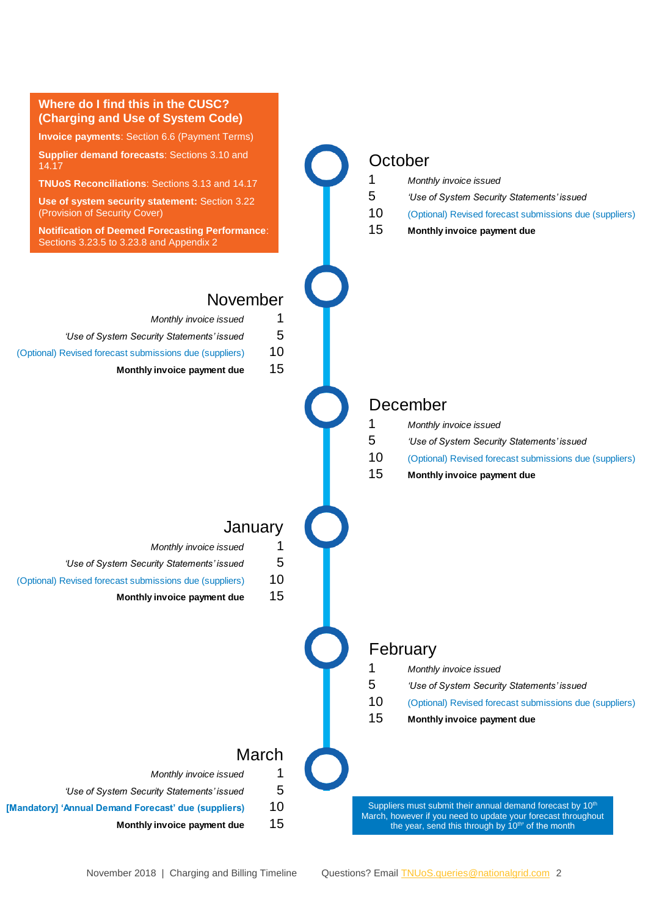**Where do I find this in the CUSC? (Charging and Use of System Code)**

**Invoice payments**: Section 6.6 (Payment Terms)

**Supplier demand forecasts**: Sections 3.10 and 14.17

**TNUoS Reconciliations**: Sections 3.13 and 14.17

**Use of system security statement:** Section 3.22 (Provision of Security Cover)

**Notification of Deemed Forecasting Performance**: Sections 3.23.5 to 3.23.8 and Appendix 2

## October

1 *Monthly invoice issued*

5 *'Use of System Security Statements' issued*

10 (Optional) Revised forecast submissions due (suppliers)

15 **Monthly invoice payment due**

## November

1 *Monthly invoice issued*

5 *'Use of System Security Statements' issued*

10 (Optional) Revised forecast submissions due (suppliers)

15 **Monthly invoice payment due**

## December

1 *Monthly invoice issued*

5 *'Use of System Security Statements' issued*

10 (Optional) Revised forecast submissions due (suppliers)

15 **Monthly invoice payment due**

## January

1 *Monthly invoice issued*

5 *'Use of System Security Statements' issued*

10 (Optional) Revised forecast submissions due (suppliers)

15 **Monthly invoice payment due**

## February

1 *Monthly invoice issued*

5 *'Use of System Security Statements' issued*

10 (Optional) Revised forecast submissions due (suppliers)

15 **Monthly invoice payment due**

## March

1 *Monthly invoice issued*

5 *'Use of System Security Statements' issued*

10 **[Mandatory] 'Annual Demand Forecast' due (suppliers)**

15 **Monthly invoice payment due**

Suppliers must submit their annual demand forecast by 10th March, however if you need to update your forecast throughout the year, send this through by 10th of the month

November 2018 | Charging and Billing Timeline Questions? Email TNUoS.queries@nationalgrid.com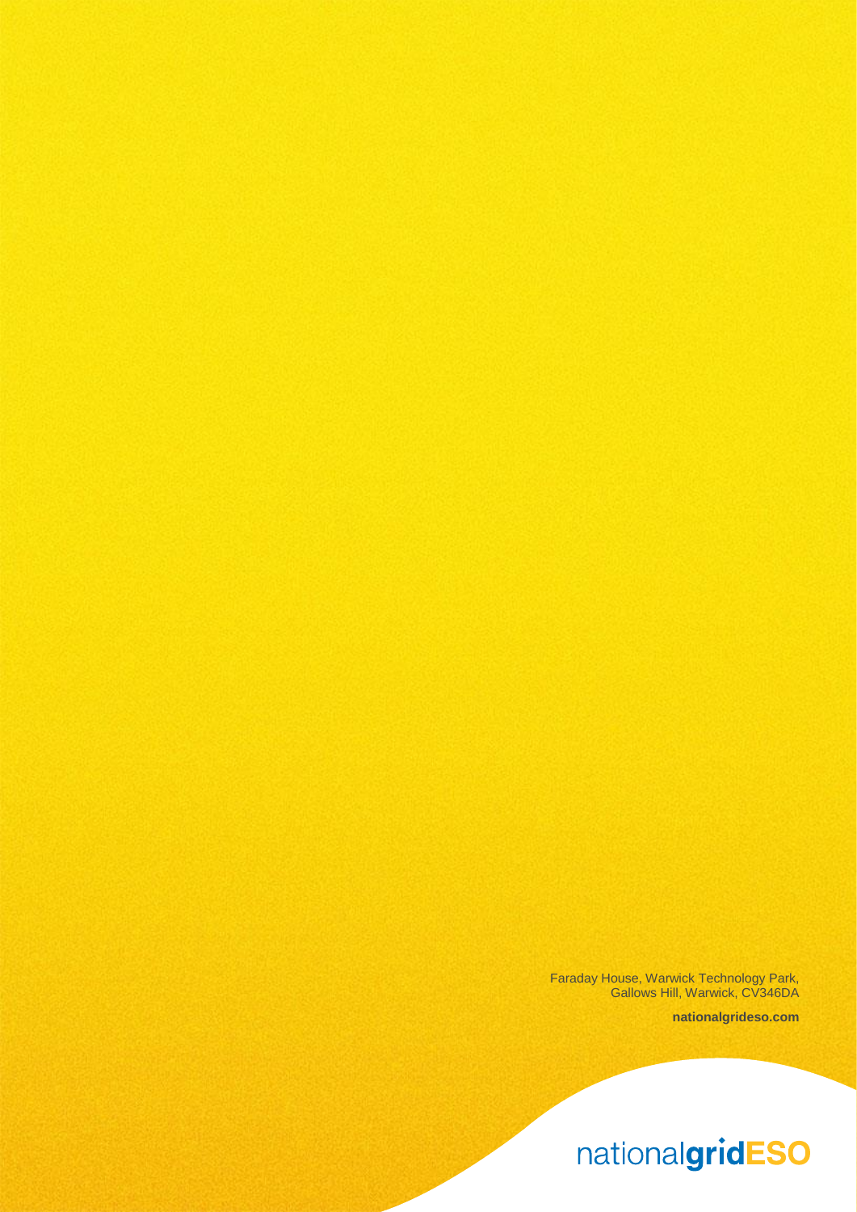Faraday House, Warwick Technology Park,
Gallows Hill, Warwick, CV346DA

**nationalgrideso.com**

nationalgridESO